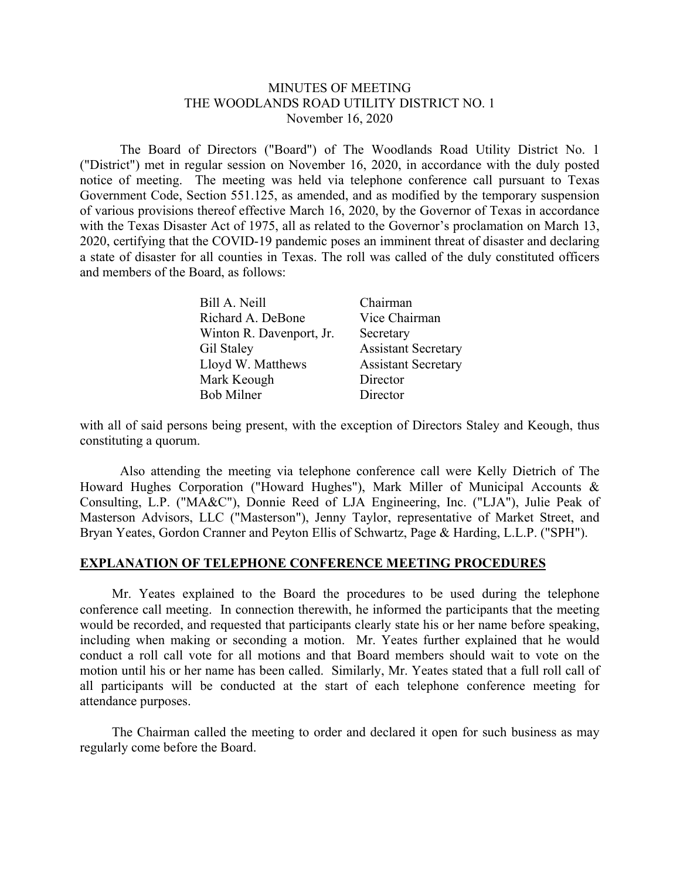MINUTES OF MEETING
THE WOODLANDS ROAD UTILITY DISTRICT NO. 1
November 16, 2020

The Board of Directors ("Board") of The Woodlands Road Utility District No. 1 ("District") met in regular session on November 16, 2020, in accordance with the duly posted notice of meeting. The meeting was held via telephone conference call pursuant to Texas Government Code, Section 551.125, as amended, and as modified by the temporary suspension of various provisions thereof effective March 16, 2020, by the Governor of Texas in accordance with the Texas Disaster Act of 1975, all as related to the Governor's proclamation on March 13, 2020, certifying that the COVID-19 pandemic poses an imminent threat of disaster and declaring a state of disaster for all counties in Texas. The roll was called of the duly constituted officers and members of the Board, as follows:

| | |
|---|---|
| Bill A. Neill | Chairman |
| Richard A. DeBone | Vice Chairman |
| Winton R. Davenport, Jr. | Secretary |
| Gil Staley | Assistant Secretary |
| Lloyd W. Matthews | Assistant Secretary |
| Mark Keough | Director |
| Bob Milner | Director |

with all of said persons being present, with the exception of Directors Staley and Keough, thus constituting a quorum.

Also attending the meeting via telephone conference call were Kelly Dietrich of The Howard Hughes Corporation ("Howard Hughes"), Mark Miller of Municipal Accounts & Consulting, L.P. ("MA&C"), Donnie Reed of LJA Engineering, Inc. ("LJA"), Julie Peak of Masterson Advisors, LLC ("Masterson"), Jenny Taylor, representative of Market Street, and Bryan Yeates, Gordon Cranner and Peyton Ellis of Schwartz, Page & Harding, L.L.P. ("SPH").

## EXPLANATION OF TELEPHONE CONFERENCE MEETING PROCEDURES

Mr. Yeates explained to the Board the procedures to be used during the telephone conference call meeting. In connection therewith, he informed the participants that the meeting would be recorded, and requested that participants clearly state his or her name before speaking, including when making or seconding a motion. Mr. Yeates further explained that he would conduct a roll call vote for all motions and that Board members should wait to vote on the motion until his or her name has been called. Similarly, Mr. Yeates stated that a full roll call of all participants will be conducted at the start of each telephone conference meeting for attendance purposes.

The Chairman called the meeting to order and declared it open for such business as may regularly come before the Board.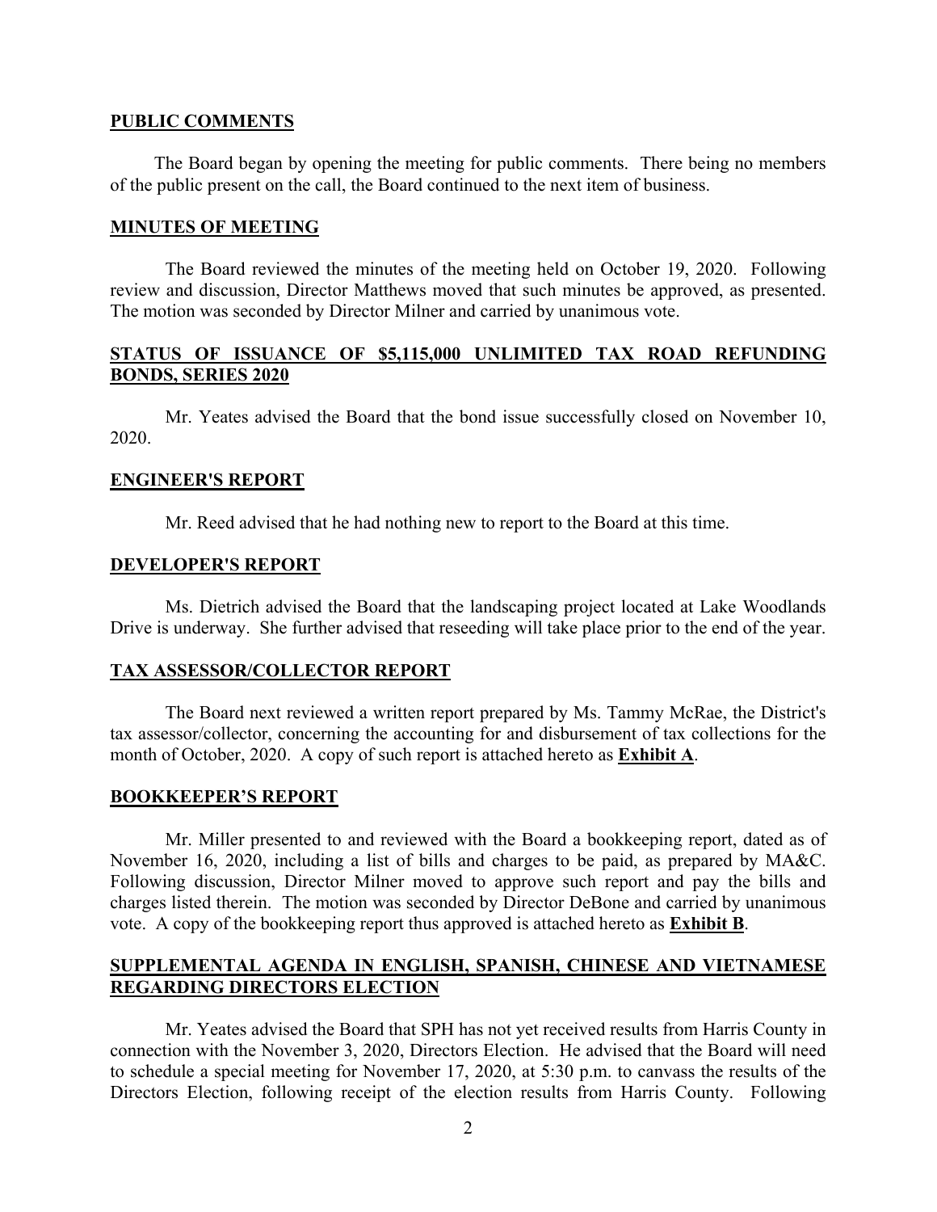## PUBLIC COMMENTS

The Board began by opening the meeting for public comments. There being no members of the public present on the call, the Board continued to the next item of business.

## MINUTES OF MEETING

The Board reviewed the minutes of the meeting held on October 19, 2020. Following review and discussion, Director Matthews moved that such minutes be approved, as presented. The motion was seconded by Director Milner and carried by unanimous vote.

## STATUS OF ISSUANCE OF $5,115,000 UNLIMITED TAX ROAD REFUNDING BONDS, SERIES 2020

Mr. Yeates advised the Board that the bond issue successfully closed on November 10, 2020.

## ENGINEER'S REPORT

Mr. Reed advised that he had nothing new to report to the Board at this time.

## DEVELOPER'S REPORT

Ms. Dietrich advised the Board that the landscaping project located at Lake Woodlands Drive is underway. She further advised that reseeding will take place prior to the end of the year.

## TAX ASSESSOR/COLLECTOR REPORT

The Board next reviewed a written report prepared by Ms. Tammy McRae, the District's tax assessor/collector, concerning the accounting for and disbursement of tax collections for the month of October, 2020. A copy of such report is attached hereto as **Exhibit A**.

## BOOKKEEPER'S REPORT

Mr. Miller presented to and reviewed with the Board a bookkeeping report, dated as of November 16, 2020, including a list of bills and charges to be paid, as prepared by MA&C. Following discussion, Director Milner moved to approve such report and pay the bills and charges listed therein. The motion was seconded by Director DeBone and carried by unanimous vote. A copy of the bookkeeping report thus approved is attached hereto as **Exhibit B**.

## SUPPLEMENTAL AGENDA IN ENGLISH, SPANISH, CHINESE AND VIETNAMESE REGARDING DIRECTORS ELECTION

Mr. Yeates advised the Board that SPH has not yet received results from Harris County in connection with the November 3, 2020, Directors Election. He advised that the Board will need to schedule a special meeting for November 17, 2020, at 5:30 p.m. to canvass the results of the Directors Election, following receipt of the election results from Harris County. Following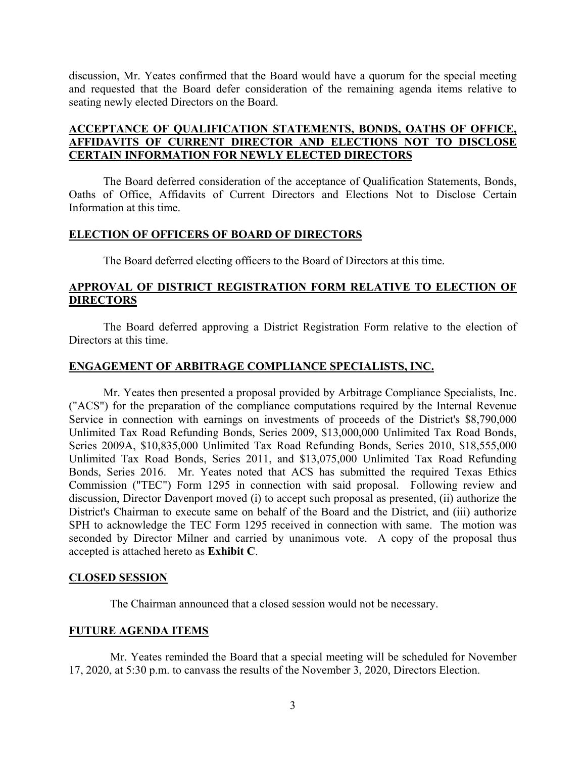discussion, Mr. Yeates confirmed that the Board would have a quorum for the special meeting and requested that the Board defer consideration of the remaining agenda items relative to seating newly elected Directors on the Board.

## ACCEPTANCE OF QUALIFICATION STATEMENTS, BONDS, OATHS OF OFFICE, AFFIDAVITS OF CURRENT DIRECTOR AND ELECTIONS NOT TO DISCLOSE CERTAIN INFORMATION FOR NEWLY ELECTED DIRECTORS

The Board deferred consideration of the acceptance of Qualification Statements, Bonds, Oaths of Office, Affidavits of Current Directors and Elections Not to Disclose Certain Information at this time.

## ELECTION OF OFFICERS OF BOARD OF DIRECTORS

The Board deferred electing officers to the Board of Directors at this time.

## APPROVAL OF DISTRICT REGISTRATION FORM RELATIVE TO ELECTION OF DIRECTORS

The Board deferred approving a District Registration Form relative to the election of Directors at this time.

## ENGAGEMENT OF ARBITRAGE COMPLIANCE SPECIALISTS, INC.

Mr. Yeates then presented a proposal provided by Arbitrage Compliance Specialists, Inc. ("ACS") for the preparation of the compliance computations required by the Internal Revenue Service in connection with earnings on investments of proceeds of the District's $8,790,000 Unlimited Tax Road Refunding Bonds, Series 2009, $13,000,000 Unlimited Tax Road Bonds, Series 2009A, $10,835,000 Unlimited Tax Road Refunding Bonds, Series 2010, $18,555,000 Unlimited Tax Road Bonds, Series 2011, and $13,075,000 Unlimited Tax Road Refunding Bonds, Series 2016. Mr. Yeates noted that ACS has submitted the required Texas Ethics Commission ("TEC") Form 1295 in connection with said proposal. Following review and discussion, Director Davenport moved (i) to accept such proposal as presented, (ii) authorize the District's Chairman to execute same on behalf of the Board and the District, and (iii) authorize SPH to acknowledge the TEC Form 1295 received in connection with same. The motion was seconded by Director Milner and carried by unanimous vote. A copy of the proposal thus accepted is attached hereto as **Exhibit C**.

## CLOSED SESSION

The Chairman announced that a closed session would not be necessary.

## FUTURE AGENDA ITEMS

Mr. Yeates reminded the Board that a special meeting will be scheduled for November 17, 2020, at 5:30 p.m. to canvass the results of the November 3, 2020, Directors Election.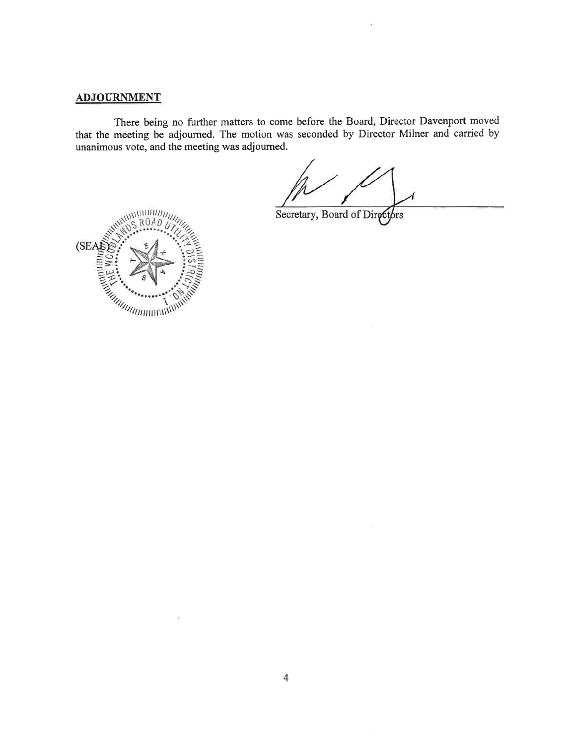## ADJOURNMENT

There being no further matters to come before the Board, Director Davenport moved that the meeting be adjourned. The motion was seconded by Director Milner and carried by unanimous vote, and the meeting was adjourned.

Secretary, Board of Directors

(SEAL)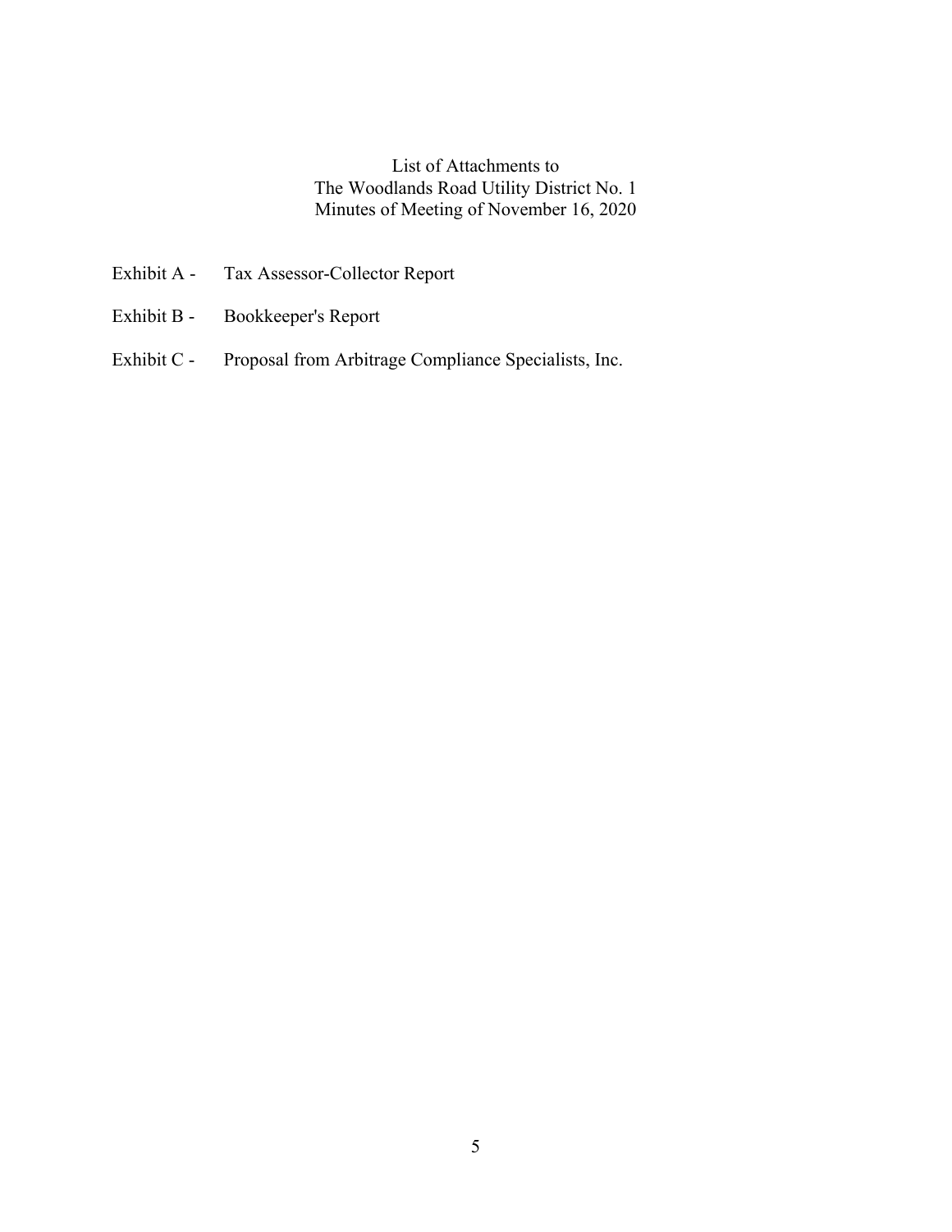List of Attachments to
The Woodlands Road Utility District No. 1
Minutes of Meeting of November 16, 2020

- Exhibit A - Tax Assessor-Collector Report
- Exhibit B - Bookkeeper's Report
- Exhibit C - Proposal from Arbitrage Compliance Specialists, Inc.